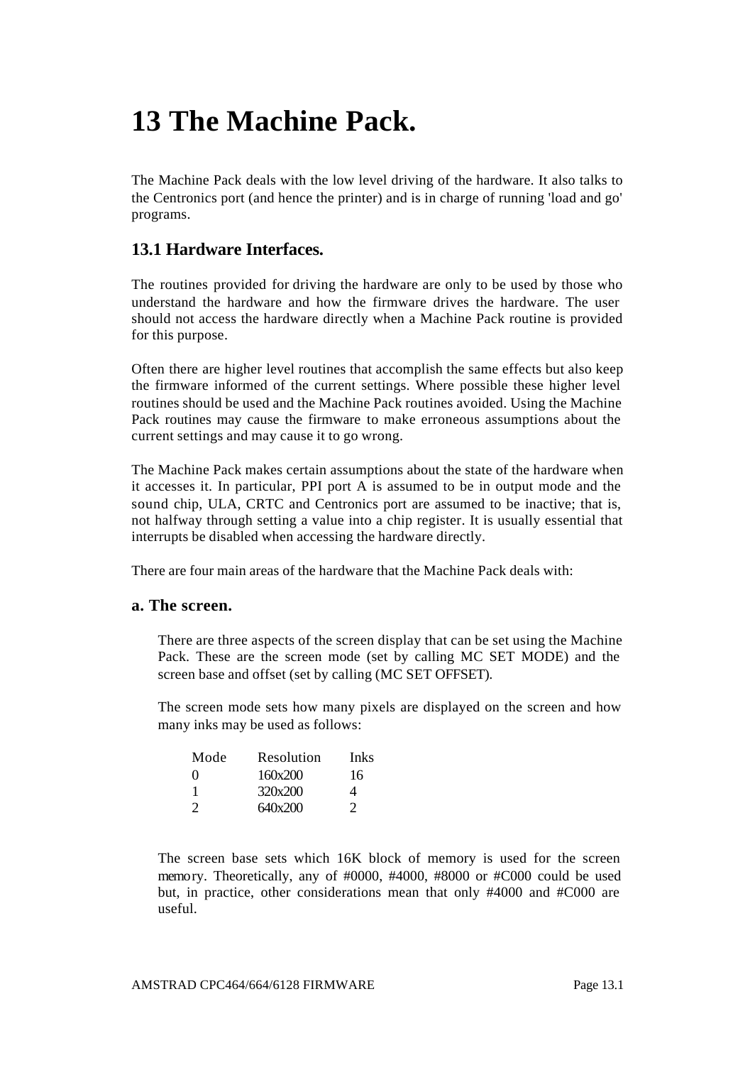# 13 The Machine Pack.

The Machine Pack deals with the low level driving of the hardware. It also talks to the Centronics port (and hence the printer) and is in charge of running 'load and go' programs.

## 13.1 Hardware Interfaces.

The routines provided for driving the hardware are only to be used by those who understand the hardware and how the firmware drives the hardware. The user should not access the hardware directly when a Machine Pack routine is provided for this purpose.

Often there are higher level routines that accomplish the same effects but also keep the firmware informed of the current settings. Where possible these higher level routines should be used and the Machine Pack routines avoided. Using the Machine Pack routines may cause the firmware to make erroneous assumptions about the current settings and may cause it to go wrong.

The Machine Pack makes certain assumptions about the state of the hardware when it accesses it. In particular, PPI port A is assumed to be in output mode and the sound chip, ULA, CRTC and Centronics port are assumed to be inactive; that is, not halfway through setting a value into a chip register. It is usually essential that interrupts be disabled when accessing the hardware directly.

There are four main areas of the hardware that the Machine Pack deals with:

### a. The screen.

There are three aspects of the screen display that can be set using the Machine Pack. These are the screen mode (set by calling MC SET MODE) and the screen base and offset (set by calling (MC SET OFFSET).

The screen mode sets how many pixels are displayed on the screen and how many inks may be used as follows:

| Mode | Resolution | Inks |
|---|---|---|
| 0 | 160x200 | 16 |
| 1 | 320x200 | 4 |
| 2 | 640x200 | 2 |

The screen base sets which 16K block of memory is used for the screen memory. Theoretically, any of #0000, #4000, #8000 or #C000 could be used but, in practice, other considerations mean that only #4000 and #C000 are useful.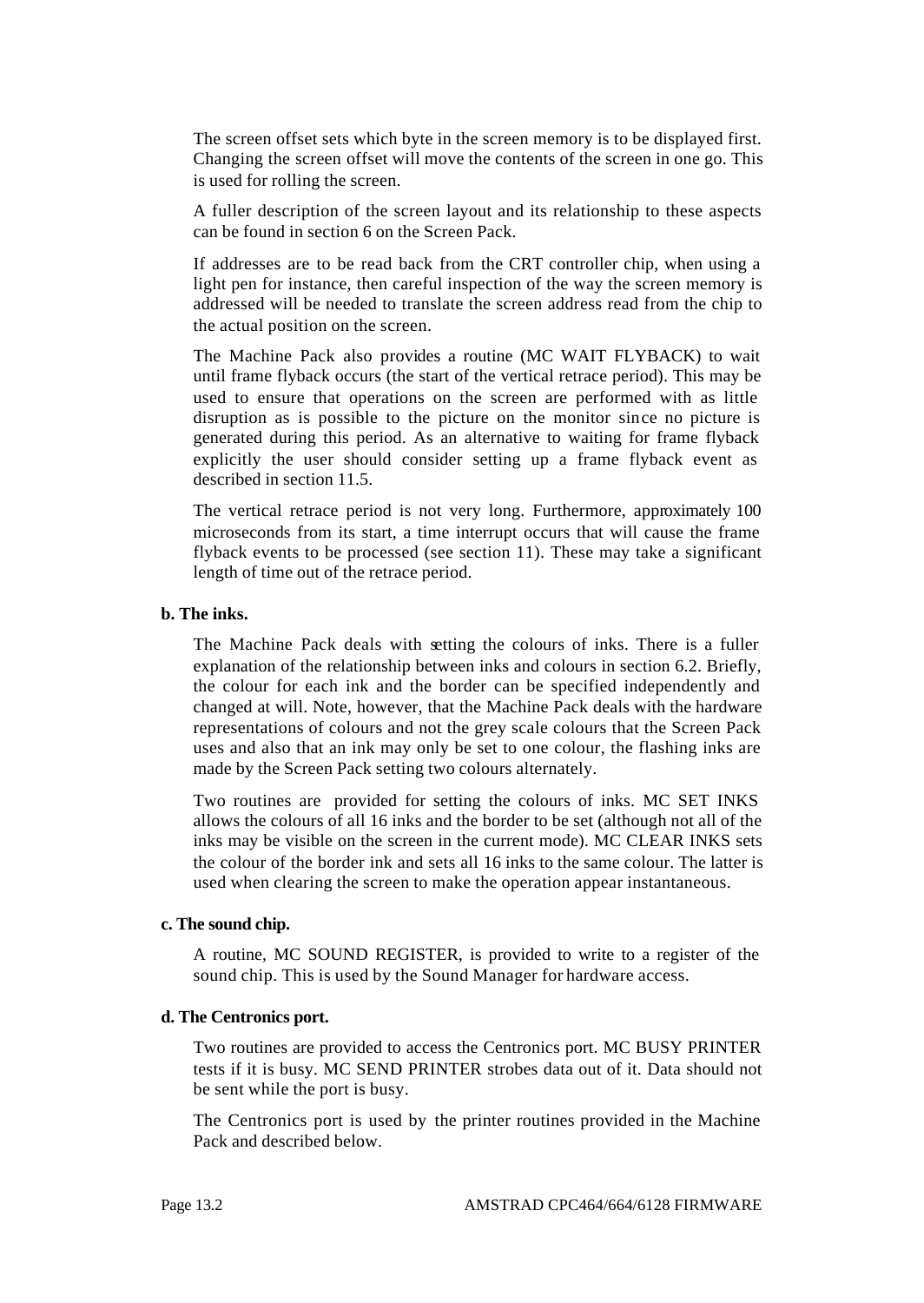The screen offset sets which byte in the screen memory is to be displayed first. Changing the screen offset will move the contents of the screen in one go. This is used for rolling the screen.

A fuller description of the screen layout and its relationship to these aspects can be found in section 6 on the Screen Pack.

If addresses are to be read back from the CRT controller chip, when using a light pen for instance, then careful inspection of the way the screen memory is addressed will be needed to translate the screen address read from the chip to the actual position on the screen.

The Machine Pack also provides a routine (MC WAIT FLYBACK) to wait until frame flyback occurs (the start of the vertical retrace period). This may be used to ensure that operations on the screen are performed with as little disruption as is possible to the picture on the monitor since no picture is generated during this period. As an alternative to waiting for frame flyback explicitly the user should consider setting up a frame flyback event as described in section 11.5.

The vertical retrace period is not very long. Furthermore, approximately 100 microseconds from its start, a time interrupt occurs that will cause the frame flyback events to be processed (see section 11). These may take a significant length of time out of the retrace period.

**b. The inks.**

The Machine Pack deals with setting the colours of inks. There is a fuller explanation of the relationship between inks and colours in section 6.2. Briefly, the colour for each ink and the border can be specified independently and changed at will. Note, however, that the Machine Pack deals with the hardware representations of colours and not the grey scale colours that the Screen Pack uses and also that an ink may only be set to one colour, the flashing inks are made by the Screen Pack setting two colours alternately.

Two routines are provided for setting the colours of inks. MC SET INKS allows the colours of all 16 inks and the border to be set (although not all of the inks may be visible on the screen in the current mode). MC CLEAR INKS sets the colour of the border ink and sets all 16 inks to the same colour. The latter is used when clearing the screen to make the operation appear instantaneous.

**c. The sound chip.**

A routine, MC SOUND REGISTER, is provided to write to a register of the sound chip. This is used by the Sound Manager for hardware access.

**d. The Centronics port.**

Two routines are provided to access the Centronics port. MC BUSY PRINTER tests if it is busy. MC SEND PRINTER strobes data out of it. Data should not be sent while the port is busy.

The Centronics port is used by the printer routines provided in the Machine Pack and described below.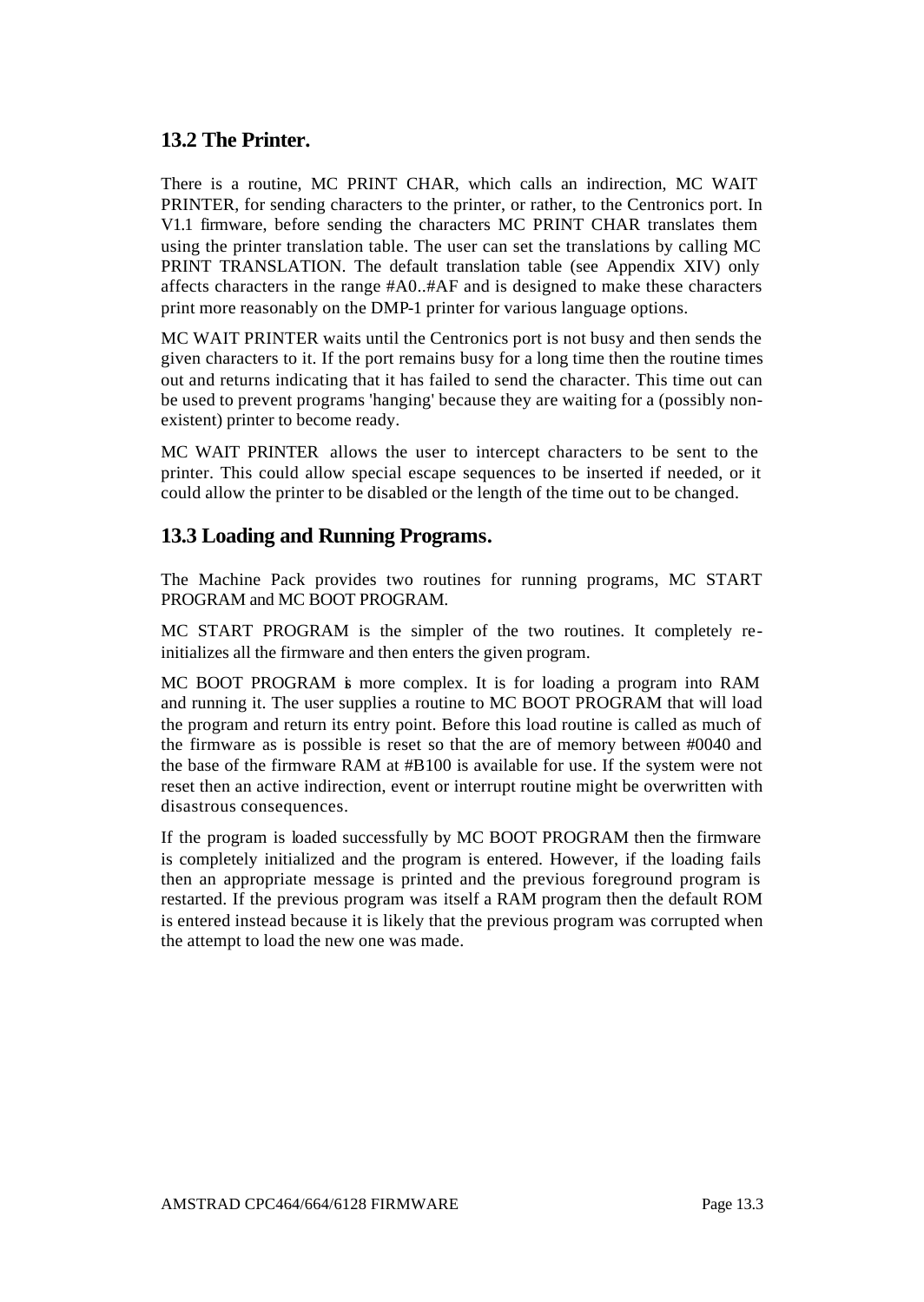## 13.2 The Printer.

There is a routine, MC PRINT CHAR, which calls an indirection, MC WAIT PRINTER, for sending characters to the printer, or rather, to the Centronics port. In V1.1 firmware, before sending the characters MC PRINT CHAR translates them using the printer translation table. The user can set the translations by calling MC PRINT TRANSLATION. The default translation table (see Appendix XIV) only affects characters in the range #A0..#AF and is designed to make these characters print more reasonably on the DMP-1 printer for various language options.

MC WAIT PRINTER waits until the Centronics port is not busy and then sends the given characters to it. If the port remains busy for a long time then the routine times out and returns indicating that it has failed to send the character. This time out can be used to prevent programs 'hanging' because they are waiting for a (possibly non-existent) printer to become ready.

MC WAIT PRINTER allows the user to intercept characters to be sent to the printer. This could allow special escape sequences to be inserted if needed, or it could allow the printer to be disabled or the length of the time out to be changed.

## 13.3 Loading and Running Programs.

The Machine Pack provides two routines for running programs, MC START PROGRAM and MC BOOT PROGRAM.

MC START PROGRAM is the simpler of the two routines. It completely re-initializes all the firmware and then enters the given program.

MC BOOT PROGRAM is more complex. It is for loading a program into RAM and running it. The user supplies a routine to MC BOOT PROGRAM that will load the program and return its entry point. Before this load routine is called as much of the firmware as is possible is reset so that the are of memory between #0040 and the base of the firmware RAM at #B100 is available for use. If the system were not reset then an active indirection, event or interrupt routine might be overwritten with disastrous consequences.

If the program is loaded successfully by MC BOOT PROGRAM then the firmware is completely initialized and the program is entered. However, if the loading fails then an appropriate message is printed and the previous foreground program is restarted. If the previous program was itself a RAM program then the default ROM is entered instead because it is likely that the previous program was corrupted when the attempt to load the new one was made.